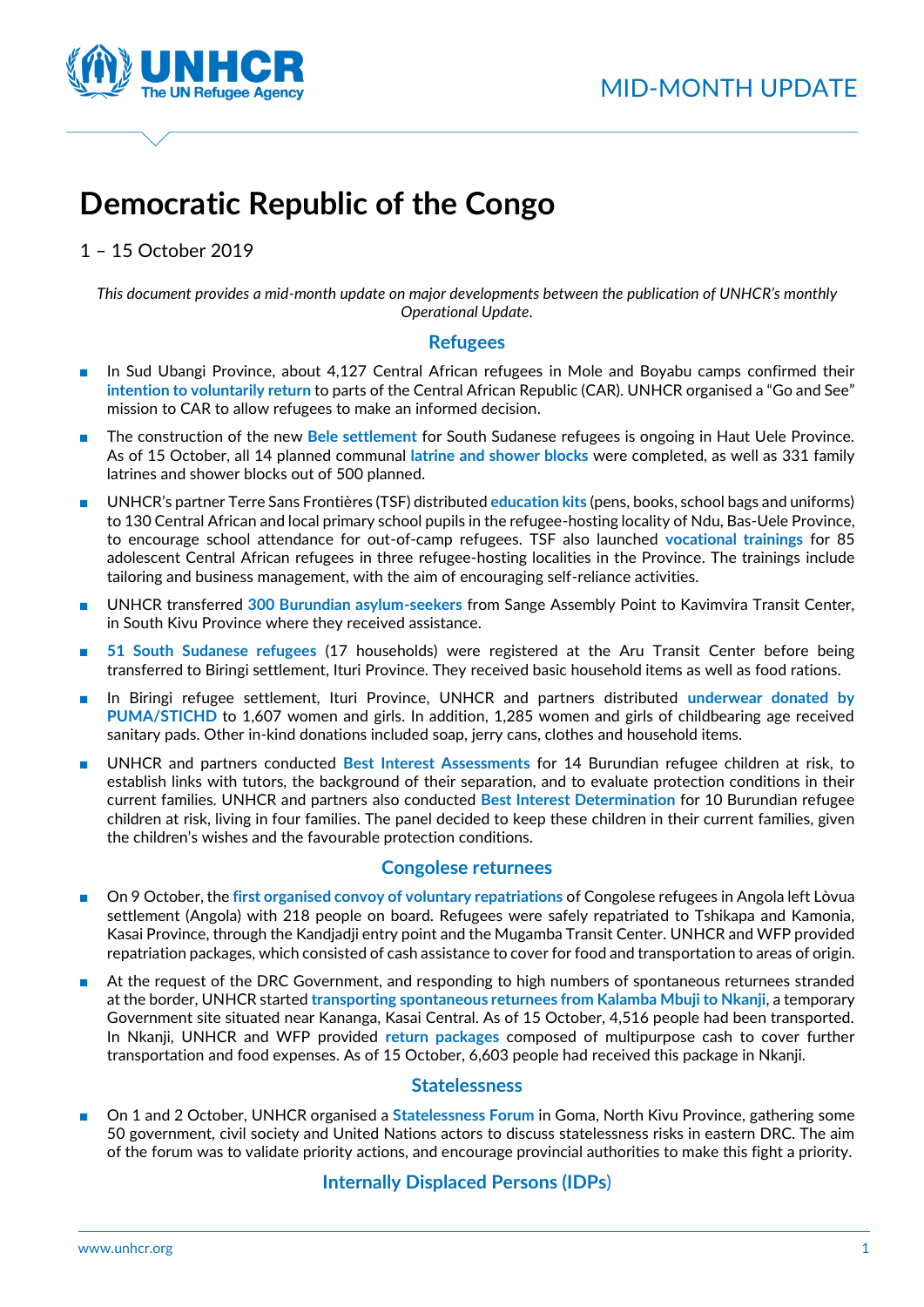MID-MONTH UPDATE

# Democratic Republic of the Congo

1 – 15 October 2019

*This document provides a mid-month update on major developments between the publication of UNHCR's monthly Operational Update.*

## Refugees

- In Sud Ubangi Province, about 4,127 Central African refugees in Mole and Boyabu camps confirmed their **intention to voluntarily return** to parts of the Central African Republic (CAR). UNHCR organised a "Go and See" mission to CAR to allow refugees to make an informed decision.
- The construction of the new **Bele settlement** for South Sudanese refugees is ongoing in Haut Uele Province. As of 15 October, all 14 planned communal **latrine and shower blocks** were completed, as well as 331 family latrines and shower blocks out of 500 planned.
- UNHCR's partner Terre Sans Frontières (TSF) distributed **education kits** (pens, books, school bags and uniforms) to 130 Central African and local primary school pupils in the refugee-hosting locality of Ndu, Bas-Uele Province, to encourage school attendance for out-of-camp refugees. TSF also launched **vocational trainings** for 85 adolescent Central African refugees in three refugee-hosting localities in the Province. The trainings include tailoring and business management, with the aim of encouraging self-reliance activities.
- UNHCR transferred **300 Burundian asylum-seekers** from Sange Assembly Point to Kavimvira Transit Center, in South Kivu Province where they received assistance.
- **51 South Sudanese refugees** (17 households) were registered at the Aru Transit Center before being transferred to Biringi settlement, Ituri Province. They received basic household items as well as food rations.
- In Biringi refugee settlement, Ituri Province, UNHCR and partners distributed **underwear donated by PUMA/STICHD** to 1,607 women and girls. In addition, 1,285 women and girls of childbearing age received sanitary pads. Other in-kind donations included soap, jerry cans, clothes and household items.
- UNHCR and partners conducted **Best Interest Assessments** for 14 Burundian refugee children at risk, to establish links with tutors, the background of their separation, and to evaluate protection conditions in their current families. UNHCR and partners also conducted **Best Interest Determination** for 10 Burundian refugee children at risk, living in four families. The panel decided to keep these children in their current families, given the children's wishes and the favourable protection conditions.

## Congolese returnees

- On 9 October, the **first organised convoy of voluntary repatriations** of Congolese refugees in Angola left Lòvua settlement (Angola) with 218 people on board. Refugees were safely repatriated to Tshikapa and Kamonia, Kasai Province, through the Kandjadji entry point and the Mugamba Transit Center. UNHCR and WFP provided repatriation packages, which consisted of cash assistance to cover for food and transportation to areas of origin.
- At the request of the DRC Government, and responding to high numbers of spontaneous returnees stranded at the border, UNHCR started **transporting spontaneous returnees from Kalamba Mbuji to Nkanji**, a temporary Government site situated near Kananga, Kasai Central. As of 15 October, 4,516 people had been transported. In Nkanji, UNHCR and WFP provided **return packages** composed of multipurpose cash to cover further transportation and food expenses. As of 15 October, 6,603 people had received this package in Nkanji.

## Statelessness

- On 1 and 2 October, UNHCR organised a **Statelessness Forum** in Goma, North Kivu Province, gathering some 50 government, civil society and United Nations actors to discuss statelessness risks in eastern DRC. The aim of the forum was to validate priority actions, and encourage provincial authorities to make this fight a priority.

## Internally Displaced Persons (IDPs)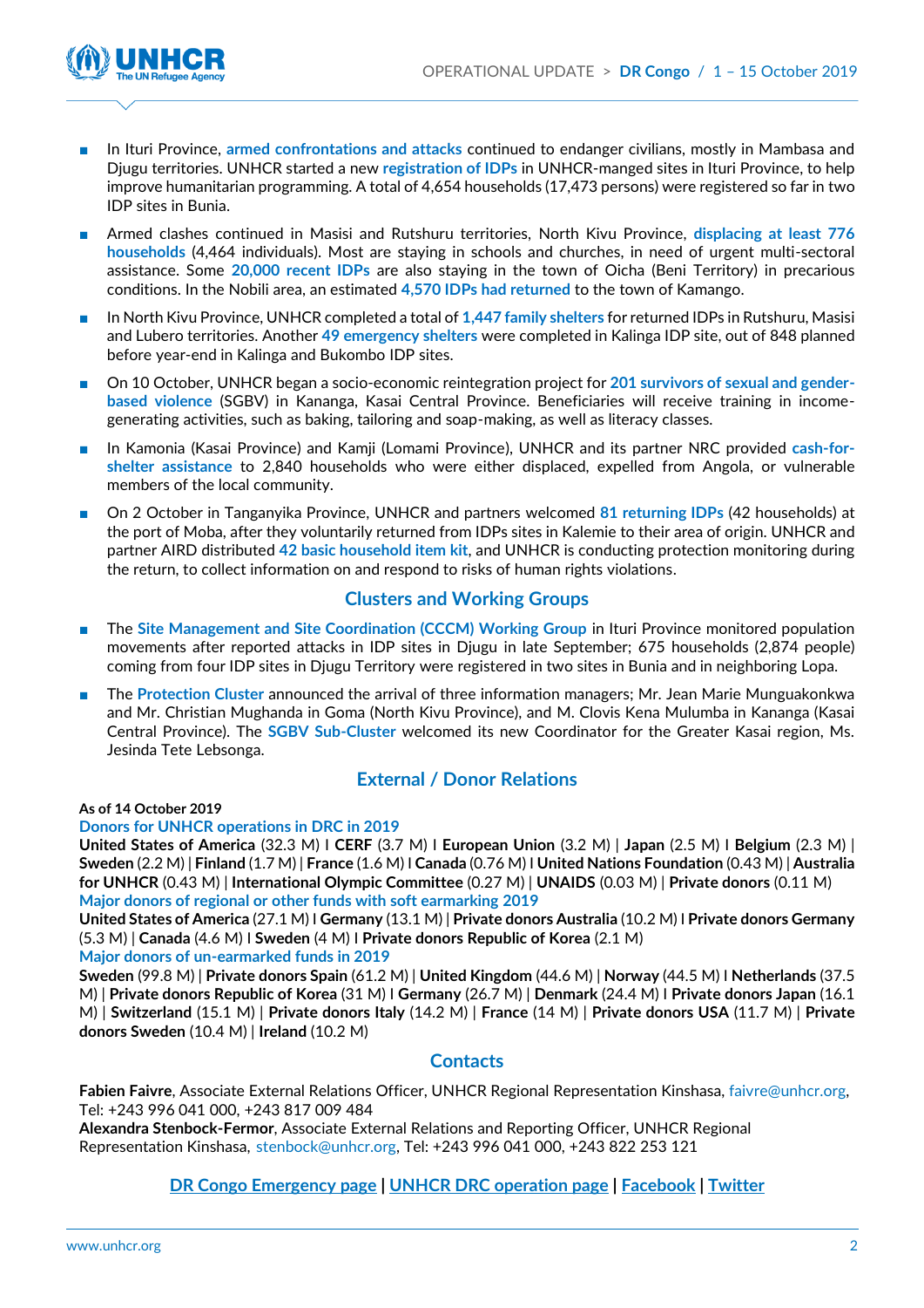- In Ituri Province, **armed confrontations and attacks** continued to endanger civilians, mostly in Mambasa and Djugu territories. UNHCR started a new **registration of IDPs** in UNHCR-manged sites in Ituri Province, to help improve humanitarian programming. A total of 4,654 households (17,473 persons) were registered so far in two IDP sites in Bunia.
- Armed clashes continued in Masisi and Rutshuru territories, North Kivu Province, **displacing at least 776 households** (4,464 individuals). Most are staying in schools and churches, in need of urgent multi-sectoral assistance. Some **20,000 recent IDPs** are also staying in the town of Oicha (Beni Territory) in precarious conditions. In the Nobili area, an estimated **4,570 IDPs had returned** to the town of Kamango.
- In North Kivu Province, UNHCR completed a total of **1,447 family shelters** for returned IDPs in Rutshuru, Masisi and Lubero territories. Another **49 emergency shelters** were completed in Kalinga IDP site, out of 848 planned before year-end in Kalinga and Bukombo IDP sites.
- On 10 October, UNHCR began a socio-economic reintegration project for **201 survivors of sexual and gender-based violence** (SGBV) in Kananga, Kasai Central Province. Beneficiaries will receive training in income-generating activities, such as baking, tailoring and soap-making, as well as literacy classes.
- In Kamonia (Kasai Province) and Kamji (Lomami Province), UNHCR and its partner NRC provided **cash-for-shelter assistance** to 2,840 households who were either displaced, expelled from Angola, or vulnerable members of the local community.
- On 2 October in Tanganyika Province, UNHCR and partners welcomed **81 returning IDPs** (42 households) at the port of Moba, after they voluntarily returned from IDPs sites in Kalemie to their area of origin. UNHCR and partner AIRD distributed **42 basic household item kit**, and UNHCR is conducting protection monitoring during the return, to collect information on and respond to risks of human rights violations.

## Clusters and Working Groups

- The **Site Management and Site Coordination (CCCM) Working Group** in Ituri Province monitored population movements after reported attacks in IDP sites in Djugu in late September; 675 households (2,874 people) coming from four IDP sites in Djugu Territory were registered in two sites in Bunia and in neighboring Lopa.
- The **Protection Cluster** announced the arrival of three information managers; Mr. Jean Marie Munguakonkwa and Mr. Christian Mughanda in Goma (North Kivu Province), and M. Clovis Kena Mulumba in Kananga (Kasai Central Province). The **SGBV Sub-Cluster** welcomed its new Coordinator for the Greater Kasai region, Ms. Jesinda Tete Lebsonga.

## External / Donor Relations

**As of 14 October 2019**

**Donors for UNHCR operations in DRC in 2019**

**United States of America** (32.3 M) I **CERF** (3.7 M) I **European Union** (3.2 M) | **Japan** (2.5 M) I **Belgium** (2.3 M) | **Sweden** (2.2 M) | **Finland** (1.7 M) | **France** (1.6 M) I **Canada** (0.76 M) I **United Nations Foundation** (0.43 M) | **Australia for UNHCR** (0.43 M) | **International Olympic Committee** (0.27 M) | **UNAIDS** (0.03 M) | **Private donors** (0.11 M)

**Major donors of regional or other funds with soft earmarking 2019**

**United States of America** (27.1 M) I **Germany** (13.1 M) | **Private donors Australia** (10.2 M) I **Private donors Germany** (5.3 M) | **Canada** (4.6 M) I **Sweden** (4 M) I **Private donors Republic of Korea** (2.1 M)

**Major donors of un-earmarked funds in 2019**

**Sweden** (99.8 M) | **Private donors Spain** (61.2 M) | **United Kingdom** (44.6 M) | **Norway** (44.5 M) I **Netherlands** (37.5 M) | **Private donors Republic of Korea** (31 M) I **Germany** (26.7 M) | **Denmark** (24.4 M) I **Private donors Japan** (16.1 M) | **Switzerland** (15.1 M) | **Private donors Italy** (14.2 M) | **France** (14 M) | **Private donors USA** (11.7 M) | **Private donors Sweden** (10.4 M) | **Ireland** (10.2 M)

## Contacts

**Fabien Faivre**, Associate External Relations Officer, UNHCR Regional Representation Kinshasa, faivre@unhcr.org, Tel: +243 996 041 000, +243 817 009 484

**Alexandra Stenbock-Fermor**, Associate External Relations and Reporting Officer, UNHCR Regional Representation Kinshasa, stenbock@unhcr.org, Tel: +243 996 041 000, +243 822 253 121

**DR Congo Emergency page | UNHCR DRC operation page | Facebook | Twitter**